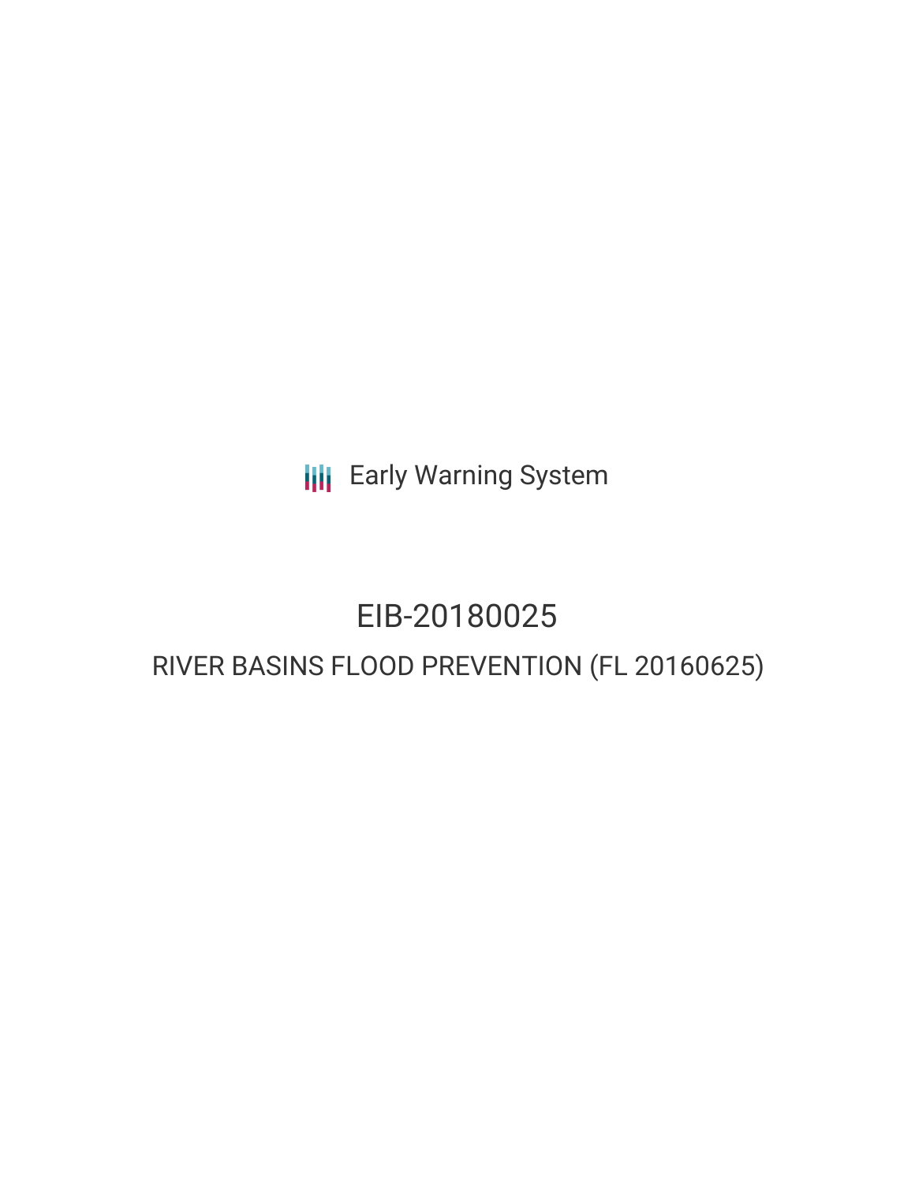Early Warning System

# EIB-20180025

## RIVER BASINS FLOOD PREVENTION (FL 20160625)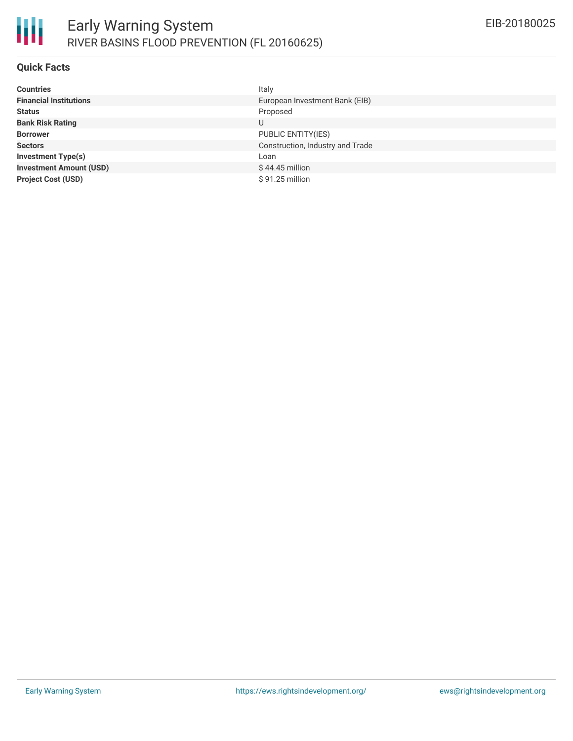# Early Warning System

RIVER BASINS FLOOD PREVENTION (FL 20160625)

EIB-20180025

## Quick Facts

| | |
|---|---|
| **Countries** | Italy |
| **Financial Institutions** | European Investment Bank (EIB) |
| **Status** | Proposed |
| **Bank Risk Rating** | U |
| **Borrower** | PUBLIC ENTITY(IES) |
| **Sectors** | Construction, Industry and Trade |
| **Investment Type(s)** | Loan |
| **Investment Amount (USD)** | $ 44.45 million |
| **Project Cost (USD)** | $ 91.25 million |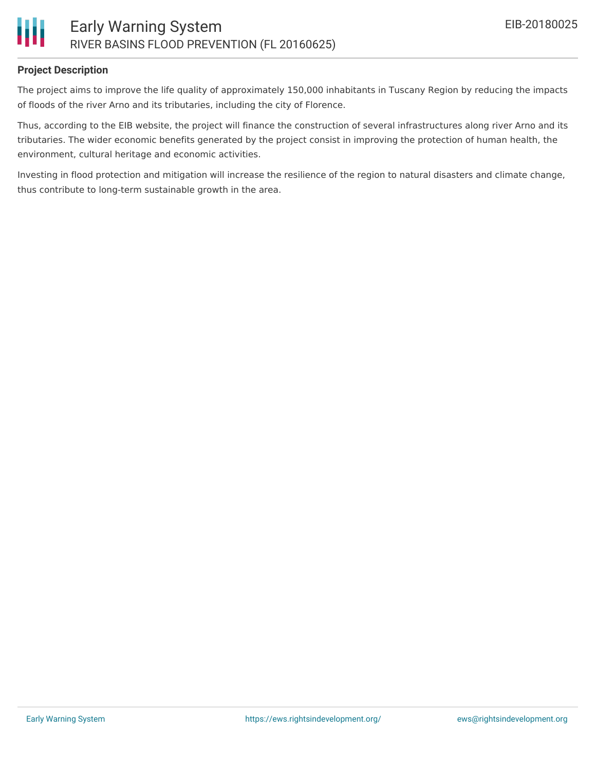## Project Description

The project aims to improve the life quality of approximately 150,000 inhabitants in Tuscany Region by reducing the impacts of floods of the river Arno and its tributaries, including the city of Florence.

Thus, according to the EIB website, the project will finance the construction of several infrastructures along river Arno and its tributaries. The wider economic benefits generated by the project consist in improving the protection of human health, the environment, cultural heritage and economic activities.

Investing in flood protection and mitigation will increase the resilience of the region to natural disasters and climate change, thus contribute to long-term sustainable growth in the area.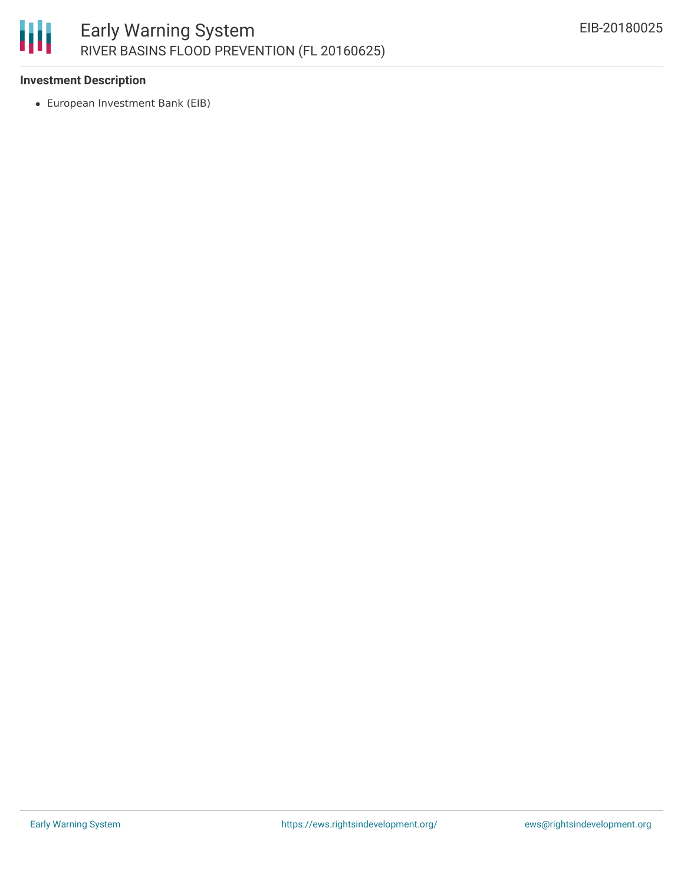### Investment Description

- European Investment Bank (EIB)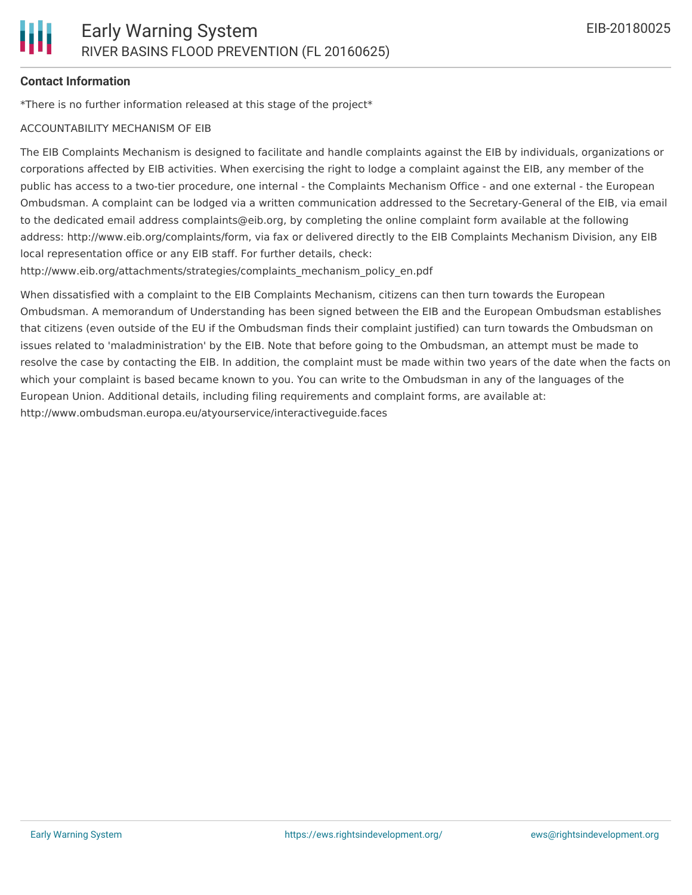**Contact Information**

*There is no further information released at this stage of the project*

ACCOUNTABILITY MECHANISM OF EIB

The EIB Complaints Mechanism is designed to facilitate and handle complaints against the EIB by individuals, organizations or corporations affected by EIB activities. When exercising the right to lodge a complaint against the EIB, any member of the public has access to a two-tier procedure, one internal - the Complaints Mechanism Office - and one external - the European Ombudsman. A complaint can be lodged via a written communication addressed to the Secretary-General of the EIB, via email to the dedicated email address complaints@eib.org, by completing the online complaint form available at the following address: http://www.eib.org/complaints/form, via fax or delivered directly to the EIB Complaints Mechanism Division, any EIB local representation office or any EIB staff. For further details, check: http://www.eib.org/attachments/strategies/complaints_mechanism_policy_en.pdf

When dissatisfied with a complaint to the EIB Complaints Mechanism, citizens can then turn towards the European Ombudsman. A memorandum of Understanding has been signed between the EIB and the European Ombudsman establishes that citizens (even outside of the EU if the Ombudsman finds their complaint justified) can turn towards the Ombudsman on issues related to 'maladministration' by the EIB. Note that before going to the Ombudsman, an attempt must be made to resolve the case by contacting the EIB. In addition, the complaint must be made within two years of the date when the facts on which your complaint is based became known to you. You can write to the Ombudsman in any of the languages of the European Union. Additional details, including filing requirements and complaint forms, are available at: http://www.ombudsman.europa.eu/atyourservice/interactiveguide.faces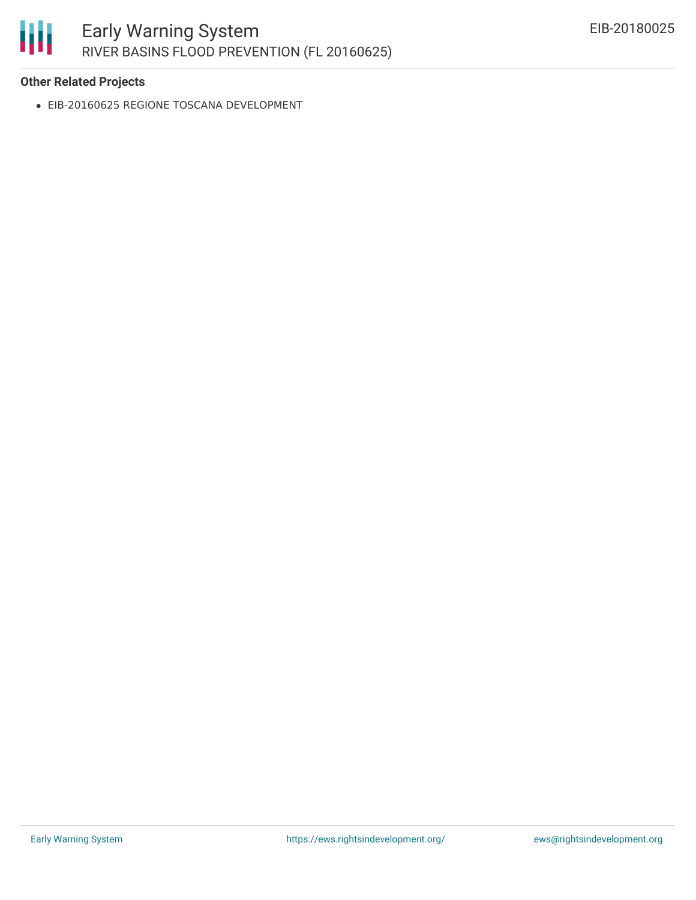#### Other Related Projects

- EIB-20160625 REGIONE TOSCANA DEVELOPMENT